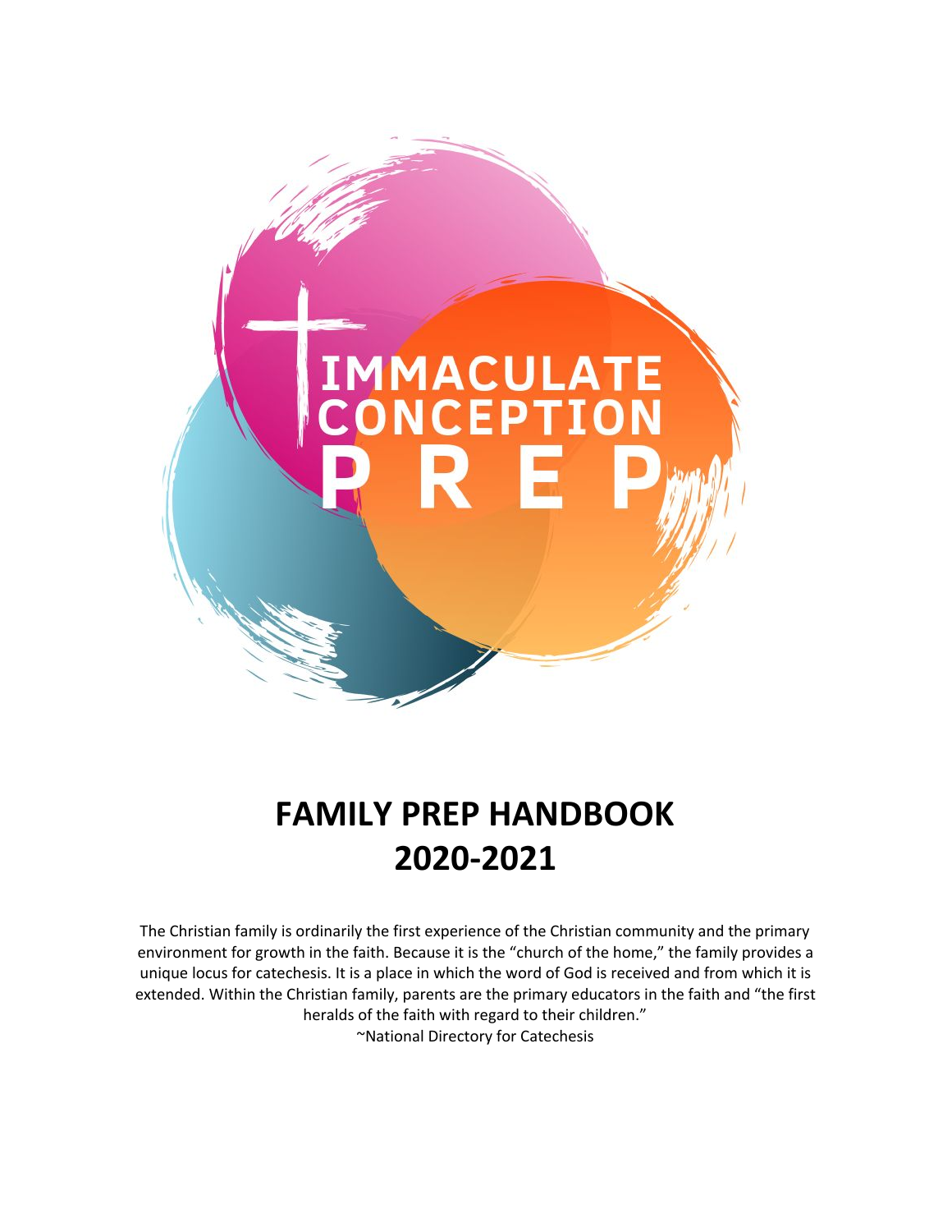IMMACULATE CONCEPTION PREP

# FAMILY PREP HANDBOOK 2020-2021

The Christian family is ordinarily the first experience of the Christian community and the primary environment for growth in the faith. Because it is the "church of the home," the family provides a unique locus for catechesis. It is a place in which the word of God is received and from which it is extended. Within the Christian family, parents are the primary educators in the faith and "the first heralds of the faith with regard to their children."

~National Directory for Catechesis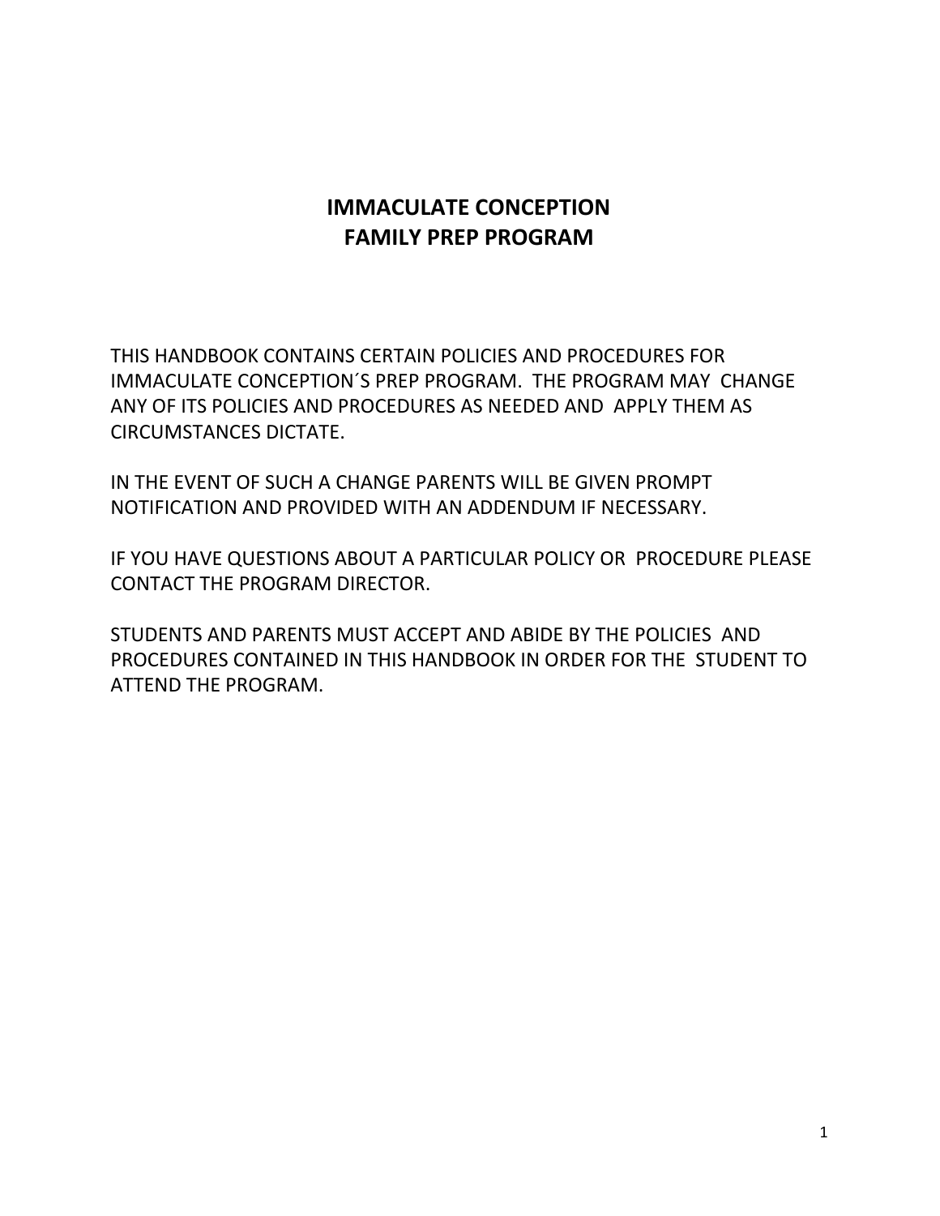# IMMACULATE CONCEPTION
# FAMILY PREP PROGRAM

THIS HANDBOOK CONTAINS CERTAIN POLICIES AND PROCEDURES FOR IMMACULATE CONCEPTION´S PREP PROGRAM. THE PROGRAM MAY CHANGE ANY OF ITS POLICIES AND PROCEDURES AS NEEDED AND APPLY THEM AS CIRCUMSTANCES DICTATE.

IN THE EVENT OF SUCH A CHANGE PARENTS WILL BE GIVEN PROMPT NOTIFICATION AND PROVIDED WITH AN ADDENDUM IF NECESSARY.

IF YOU HAVE QUESTIONS ABOUT A PARTICULAR POLICY OR PROCEDURE PLEASE CONTACT THE PROGRAM DIRECTOR.

STUDENTS AND PARENTS MUST ACCEPT AND ABIDE BY THE POLICIES AND PROCEDURES CONTAINED IN THIS HANDBOOK IN ORDER FOR THE STUDENT TO ATTEND THE PROGRAM.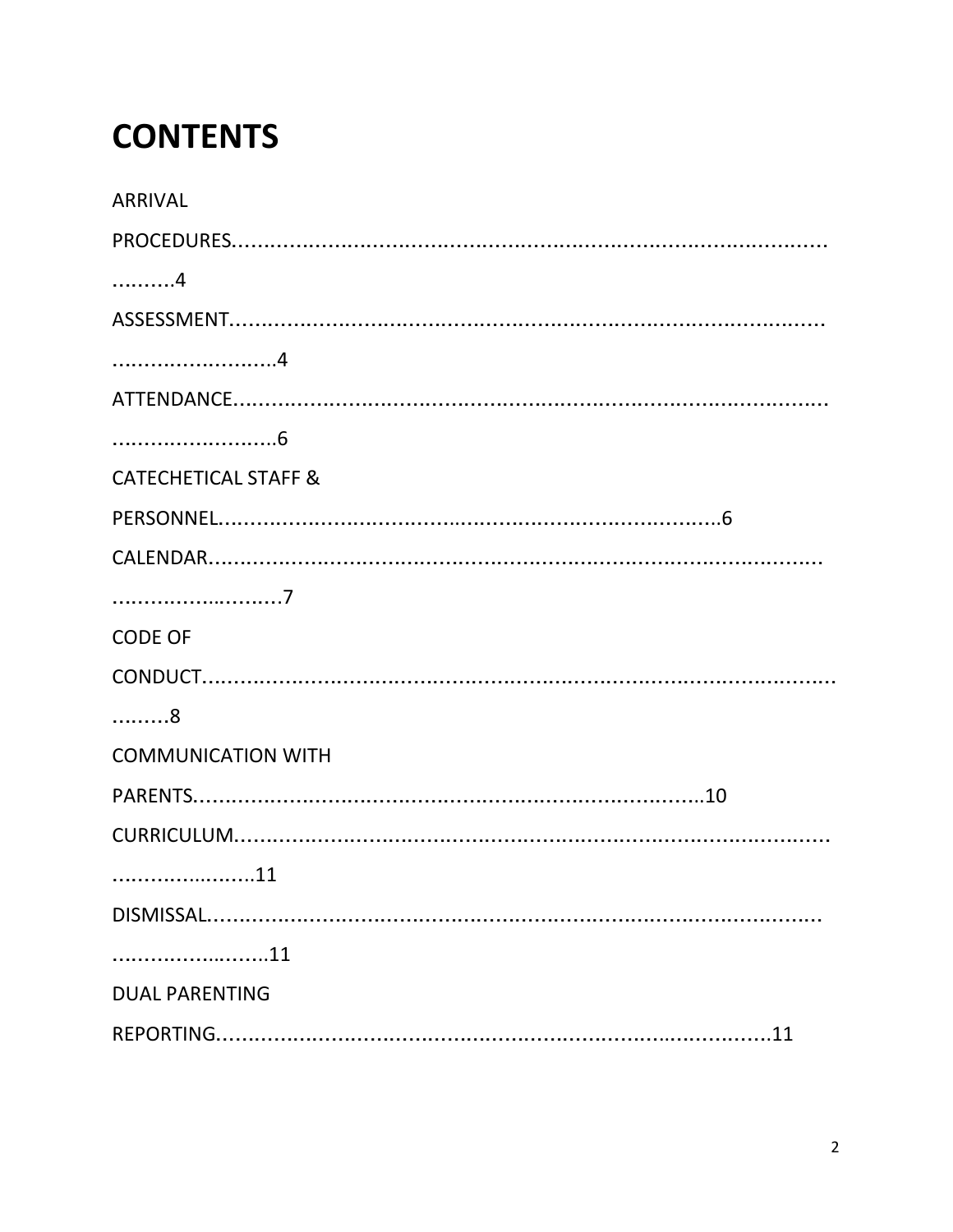# CONTENTS

ARRIVAL PROCEDURES..........4

ASSESSMENT..........4

ATTENDANCE..........6

CATECHETICAL STAFF & PERSONNEL..........6

CALENDAR..........7

CODE OF CONDUCT..........8

COMMUNICATION WITH PARENTS..........10

CURRICULUM..........11

DISMISSAL..........11

DUAL PARENTING REPORTING..........11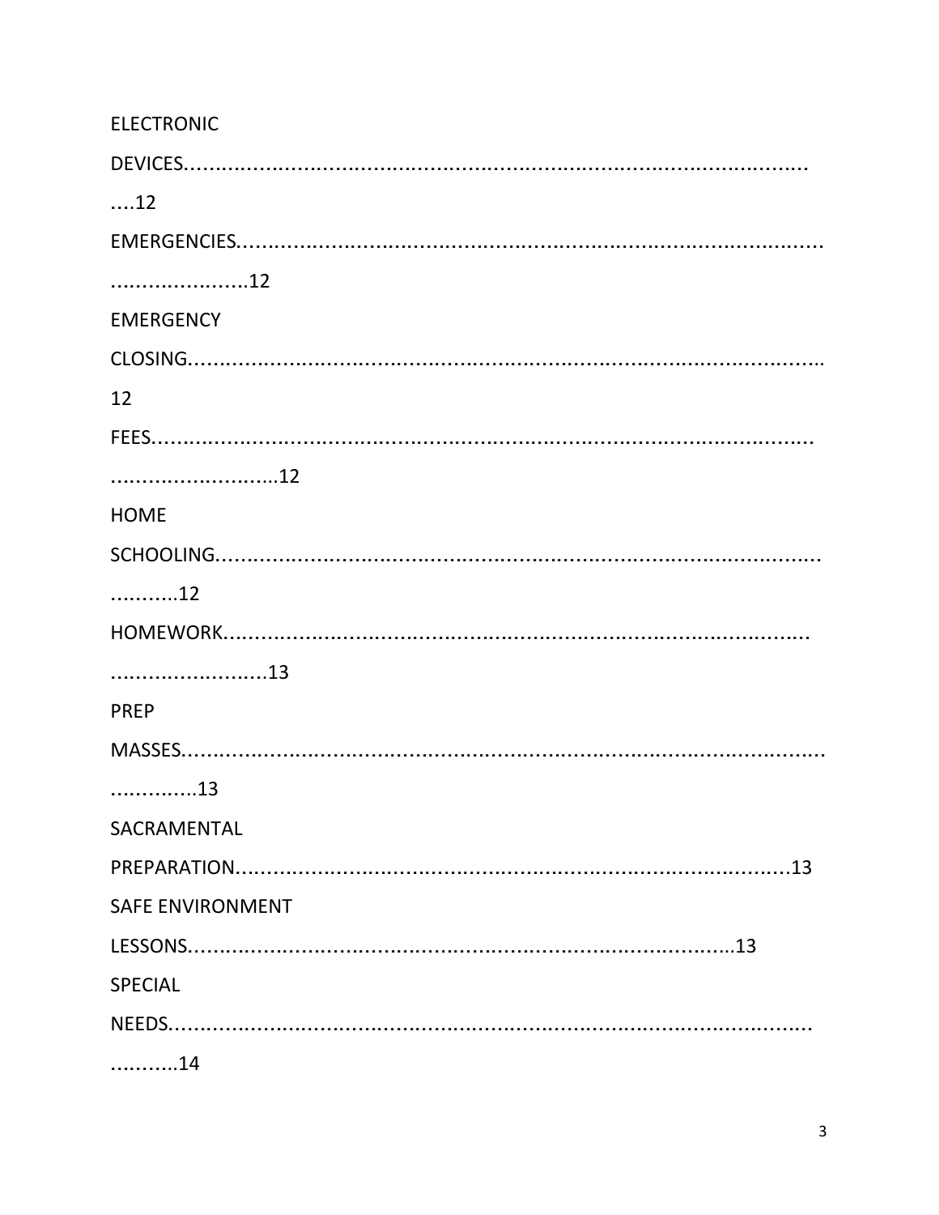ELECTRONIC DEVICES........................................................................................................12

EMERGENCIES........................................................................................................12

EMERGENCY CLOSING........................................................................................................12

FEES........................................................................................................12

HOME SCHOOLING........................................................................................................12

HOMEWORK........................................................................................................13

PREP MASSES........................................................................................................13

SACRAMENTAL PREPARATION........................................................................................................13

SAFE ENVIRONMENT LESSONS........................................................................................................13

SPECIAL NEEDS........................................................................................................14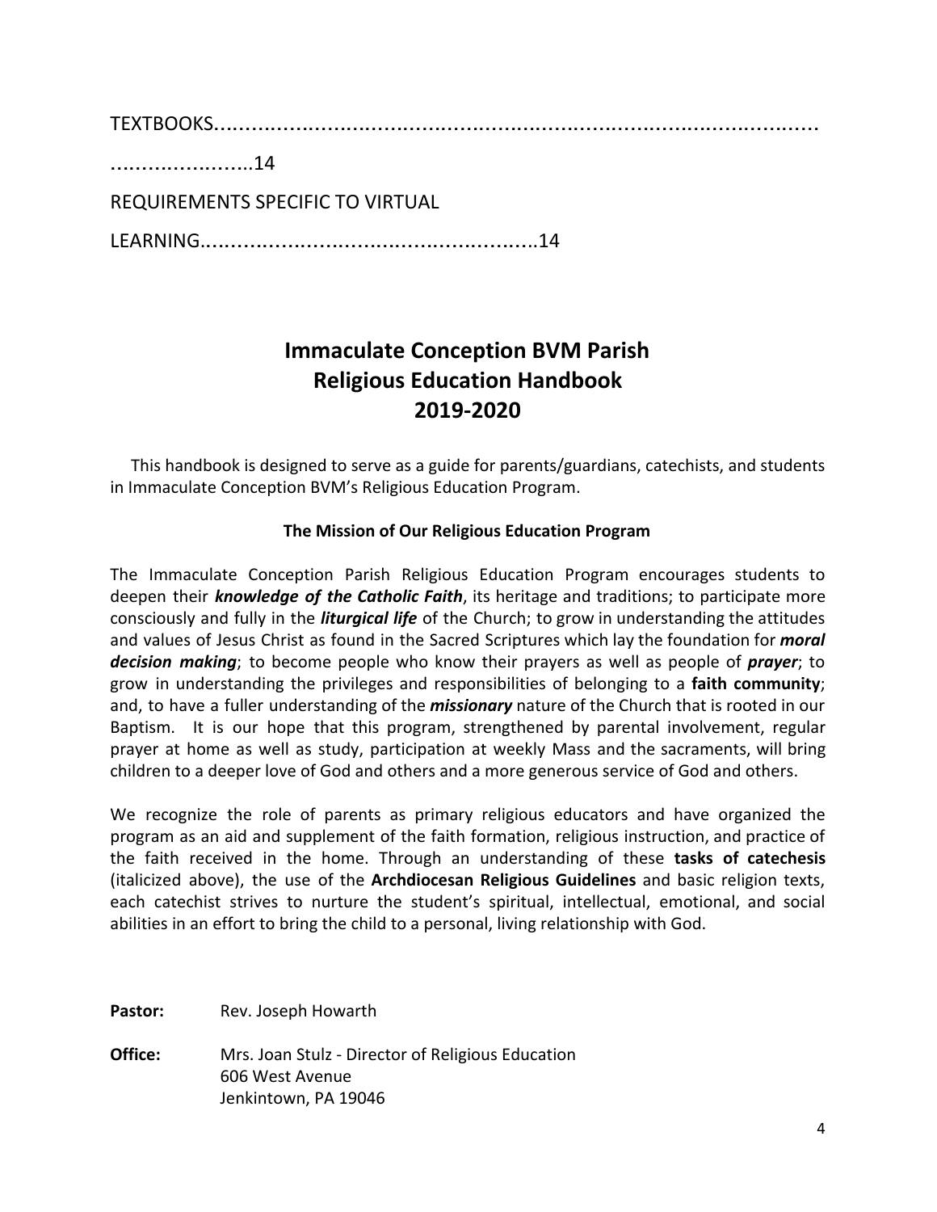TEXTBOOKS.......................................................................................................................14

REQUIREMENTS SPECIFIC TO VIRTUAL LEARNING....................................................14

# Immaculate Conception BVM Parish
# Religious Education Handbook
# 2019-2020

This handbook is designed to serve as a guide for parents/guardians, catechists, and students in Immaculate Conception BVM's Religious Education Program.

### The Mission of Our Religious Education Program

The Immaculate Conception Parish Religious Education Program encourages students to deepen their ***knowledge of the Catholic Faith***, its heritage and traditions; to participate more consciously and fully in the ***liturgical life*** of the Church; to grow in understanding the attitudes and values of Jesus Christ as found in the Sacred Scriptures which lay the foundation for ***moral decision making***; to become people who know their prayers as well as people of ***prayer***; to grow in understanding the privileges and responsibilities of belonging to a **faith community**; and, to have a fuller understanding of the ***missionary*** nature of the Church that is rooted in our Baptism. It is our hope that this program, strengthened by parental involvement, regular prayer at home as well as study, participation at weekly Mass and the sacraments, will bring children to a deeper love of God and others and a more generous service of God and others.

We recognize the role of parents as primary religious educators and have organized the program as an aid and supplement of the faith formation, religious instruction, and practice of the faith received in the home. Through an understanding of these **tasks of catechesis** (italicized above), the use of the **Archdiocesan Religious Guidelines** and basic religion texts, each catechist strives to nurture the student's spiritual, intellectual, emotional, and social abilities in an effort to bring the child to a personal, living relationship with God.

**Pastor:** Rev. Joseph Howarth

**Office:** Mrs. Joan Stulz - Director of Religious Education
606 West Avenue
Jenkintown, PA 19046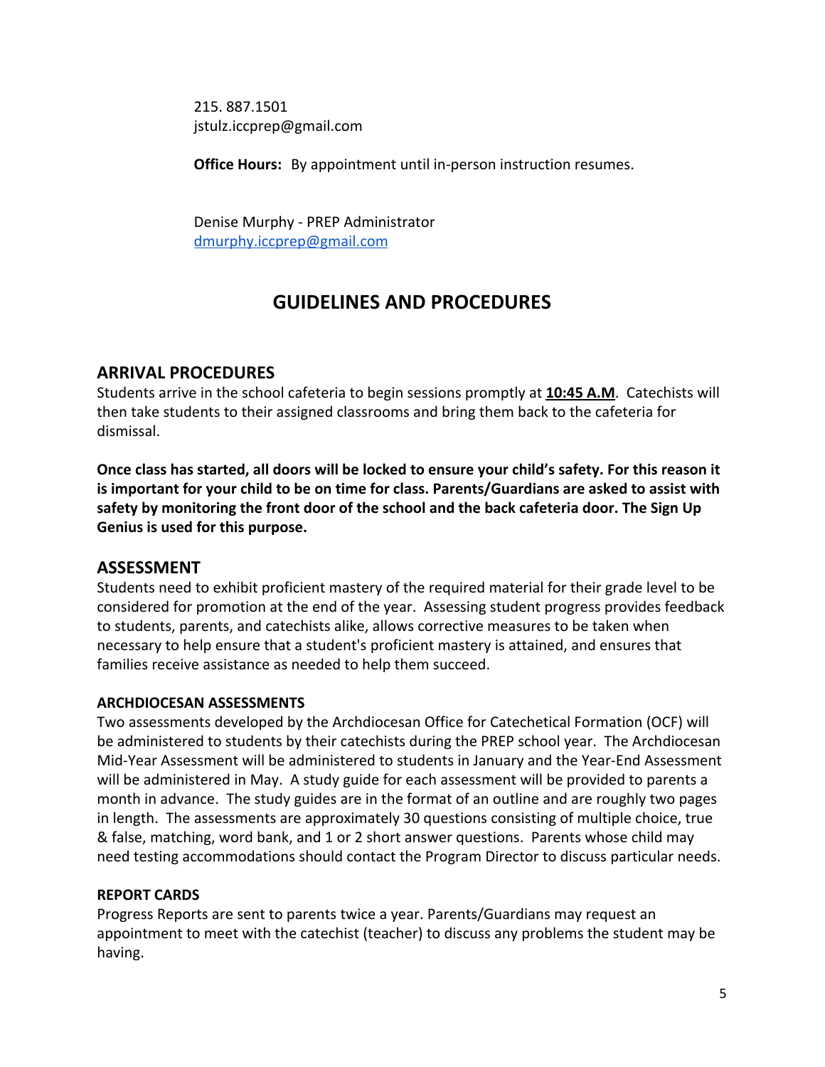215. 887.1501
jstulz.iccprep@gmail.com

**Office Hours:** By appointment until in-person instruction resumes.

Denise Murphy - PREP Administrator
dmurphy.iccprep@gmail.com

# GUIDELINES AND PROCEDURES

## ARRIVAL PROCEDURES

Students arrive in the school cafeteria to begin sessions promptly at **10:45 A.M**. Catechists will then take students to their assigned classrooms and bring them back to the cafeteria for dismissal.

**Once class has started, all doors will be locked to ensure your child's safety. For this reason it is important for your child to be on time for class. Parents/Guardians are asked to assist with safety by monitoring the front door of the school and the back cafeteria door. The Sign Up Genius is used for this purpose.**

## ASSESSMENT

Students need to exhibit proficient mastery of the required material for their grade level to be considered for promotion at the end of the year. Assessing student progress provides feedback to students, parents, and catechists alike, allows corrective measures to be taken when necessary to help ensure that a student's proficient mastery is attained, and ensures that families receive assistance as needed to help them succeed.

### ARCHDIOCESAN ASSESSMENTS

Two assessments developed by the Archdiocesan Office for Catechetical Formation (OCF) will be administered to students by their catechists during the PREP school year. The Archdiocesan Mid-Year Assessment will be administered to students in January and the Year-End Assessment will be administered in May. A study guide for each assessment will be provided to parents a month in advance. The study guides are in the format of an outline and are roughly two pages in length. The assessments are approximately 30 questions consisting of multiple choice, true & false, matching, word bank, and 1 or 2 short answer questions. Parents whose child may need testing accommodations should contact the Program Director to discuss particular needs.

### REPORT CARDS

Progress Reports are sent to parents twice a year. Parents/Guardians may request an appointment to meet with the catechist (teacher) to discuss any problems the student may be having.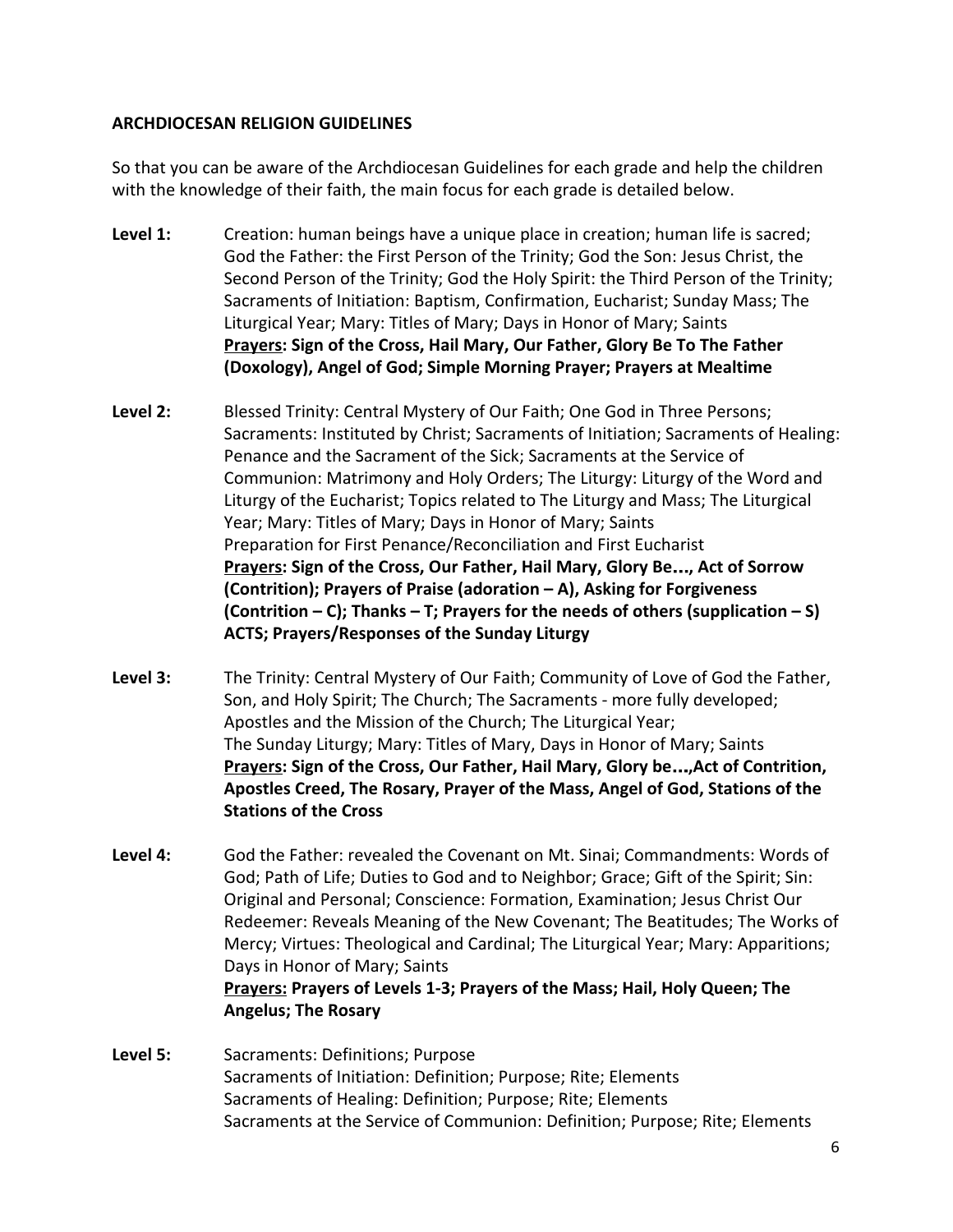**ARCHDIOCESAN RELIGION GUIDELINES**

So that you can be aware of the Archdiocesan Guidelines for each grade and help the children with the knowledge of their faith, the main focus for each grade is detailed below.

**Level 1:** Creation: human beings have a unique place in creation; human life is sacred; God the Father: the First Person of the Trinity; God the Son: Jesus Christ, the Second Person of the Trinity; God the Holy Spirit: the Third Person of the Trinity; Sacraments of Initiation: Baptism, Confirmation, Eucharist; Sunday Mass; The Liturgical Year; Mary: Titles of Mary; Days in Honor of Mary; Saints
**<u>Prayers</u>: Sign of the Cross, Hail Mary, Our Father, Glory Be To The Father (Doxology), Angel of God; Simple Morning Prayer; Prayers at Mealtime**

**Level 2:** Blessed Trinity: Central Mystery of Our Faith; One God in Three Persons; Sacraments: Instituted by Christ; Sacraments of Initiation; Sacraments of Healing: Penance and the Sacrament of the Sick; Sacraments at the Service of Communion: Matrimony and Holy Orders; The Liturgy: Liturgy of the Word and Liturgy of the Eucharist; Topics related to The Liturgy and Mass; The Liturgical Year; Mary: Titles of Mary; Days in Honor of Mary; Saints
Preparation for First Penance/Reconciliation and First Eucharist
**<u>Prayers</u>: Sign of the Cross, Our Father, Hail Mary, Glory Be…, Act of Sorrow (Contrition); Prayers of Praise (adoration – A), Asking for Forgiveness (Contrition – C); Thanks – T; Prayers for the needs of others (supplication – S) ACTS; Prayers/Responses of the Sunday Liturgy**

**Level 3:** The Trinity: Central Mystery of Our Faith; Community of Love of God the Father, Son, and Holy Spirit; The Church; The Sacraments - more fully developed; Apostles and the Mission of the Church; The Liturgical Year; The Sunday Liturgy; Mary: Titles of Mary, Days in Honor of Mary; Saints
**<u>Prayers</u>: Sign of the Cross, Our Father, Hail Mary, Glory be…,Act of Contrition, Apostles Creed, The Rosary, Prayer of the Mass, Angel of God, Stations of the Stations of the Cross**

**Level 4:** God the Father: revealed the Covenant on Mt. Sinai; Commandments: Words of God; Path of Life; Duties to God and to Neighbor; Grace; Gift of the Spirit; Sin: Original and Personal; Conscience: Formation, Examination; Jesus Christ Our Redeemer: Reveals Meaning of the New Covenant; The Beatitudes; The Works of Mercy; Virtues: Theological and Cardinal; The Liturgical Year; Mary: Apparitions; Days in Honor of Mary; Saints
**<u>Prayers:</u> Prayers of Levels 1-3; Prayers of the Mass; Hail, Holy Queen; The Angelus; The Rosary**

**Level 5:** Sacraments: Definitions; Purpose
Sacraments of Initiation: Definition; Purpose; Rite; Elements
Sacraments of Healing: Definition; Purpose; Rite; Elements
Sacraments at the Service of Communion: Definition; Purpose; Rite; Elements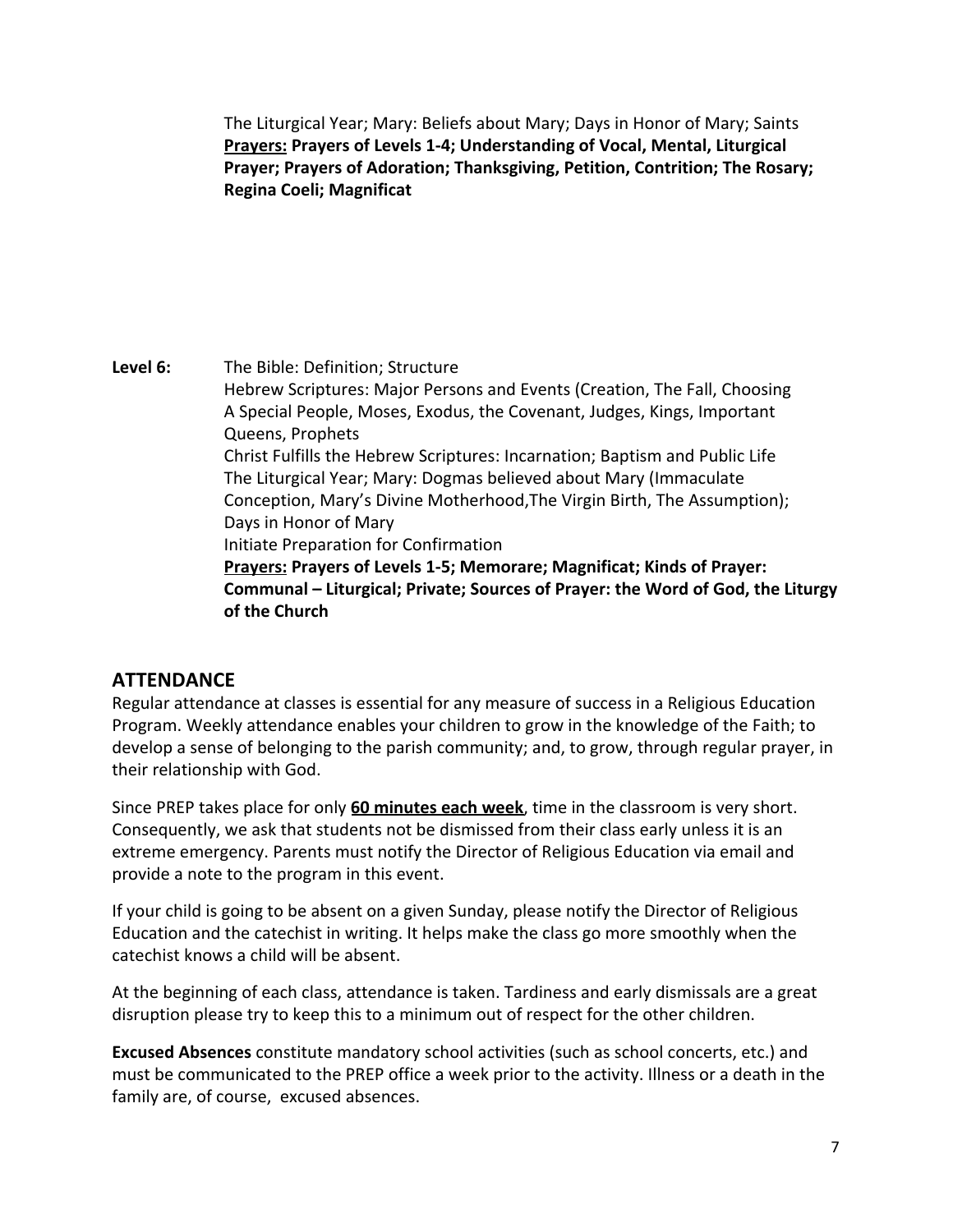The Liturgical Year; Mary: Beliefs about Mary; Days in Honor of Mary; Saints
**<u>Prayers:</u> Prayers of Levels 1-4; Understanding of Vocal, Mental, Liturgical Prayer; Prayers of Adoration; Thanksgiving, Petition, Contrition; The Rosary; Regina Coeli; Magnificat**

**Level 6:** The Bible: Definition; Structure
Hebrew Scriptures: Major Persons and Events (Creation, The Fall, Choosing A Special People, Moses, Exodus, the Covenant, Judges, Kings, Important Queens, Prophets
Christ Fulfills the Hebrew Scriptures: Incarnation; Baptism and Public Life
The Liturgical Year; Mary: Dogmas believed about Mary (Immaculate Conception, Mary's Divine Motherhood,The Virgin Birth, The Assumption); Days in Honor of Mary
Initiate Preparation for Confirmation
**<u>Prayers:</u> Prayers of Levels 1-5; Memorare; Magnificat; Kinds of Prayer: Communal – Liturgical; Private; Sources of Prayer: the Word of God, the Liturgy of the Church**

## ATTENDANCE

Regular attendance at classes is essential for any measure of success in a Religious Education Program. Weekly attendance enables your children to grow in the knowledge of the Faith; to develop a sense of belonging to the parish community; and, to grow, through regular prayer, in their relationship with God.

Since PREP takes place for only **<u>60 minutes each week</u>**, time in the classroom is very short. Consequently, we ask that students not be dismissed from their class early unless it is an extreme emergency. Parents must notify the Director of Religious Education via email and provide a note to the program in this event.

If your child is going to be absent on a given Sunday, please notify the Director of Religious Education and the catechist in writing. It helps make the class go more smoothly when the catechist knows a child will be absent.

At the beginning of each class, attendance is taken. Tardiness and early dismissals are a great disruption please try to keep this to a minimum out of respect for the other children.

**Excused Absences** constitute mandatory school activities (such as school concerts, etc.) and must be communicated to the PREP office a week prior to the activity. Illness or a death in the family are, of course, excused absences.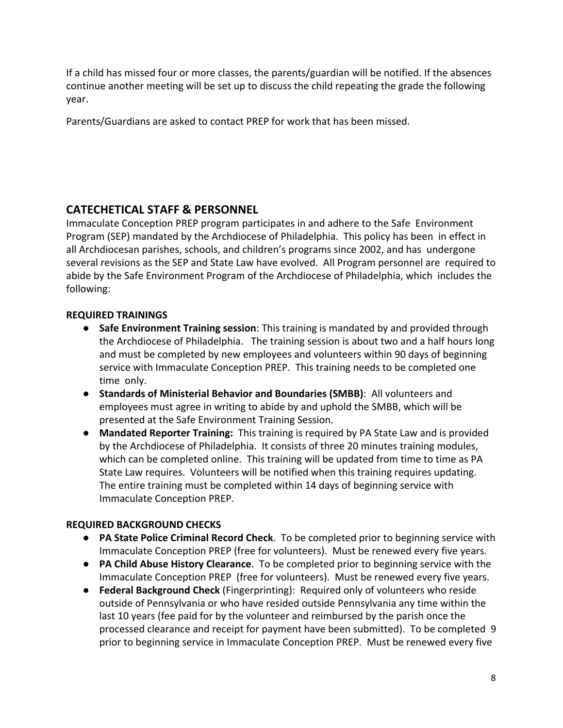If a child has missed four or more classes, the parents/guardian will be notified. If the absences continue another meeting will be set up to discuss the child repeating the grade the following year.

Parents/Guardians are asked to contact PREP for work that has been missed.

## CATECHETICAL STAFF & PERSONNEL

Immaculate Conception PREP program participates in and adhere to the Safe Environment Program (SEP) mandated by the Archdiocese of Philadelphia. This policy has been in effect in all Archdiocesan parishes, schools, and children's programs since 2002, and has undergone several revisions as the SEP and State Law have evolved. All Program personnel are required to abide by the Safe Environment Program of the Archdiocese of Philadelphia, which includes the following:

### REQUIRED TRAININGS

- **Safe Environment Training session**: This training is mandated by and provided through the Archdiocese of Philadelphia. The training session is about two and a half hours long and must be completed by new employees and volunteers within 90 days of beginning service with Immaculate Conception PREP. This training needs to be completed one time only.
- **Standards of Ministerial Behavior and Boundaries (SMBB)**: All volunteers and employees must agree in writing to abide by and uphold the SMBB, which will be presented at the Safe Environment Training Session.
- **Mandated Reporter Training:** This training is required by PA State Law and is provided by the Archdiocese of Philadelphia. It consists of three 20 minutes training modules, which can be completed online. This training will be updated from time to time as PA State Law requires. Volunteers will be notified when this training requires updating. The entire training must be completed within 14 days of beginning service with Immaculate Conception PREP.

### REQUIRED BACKGROUND CHECKS

- **PA State Police Criminal Record Check**. To be completed prior to beginning service with Immaculate Conception PREP (free for volunteers). Must be renewed every five years.
- **PA Child Abuse History Clearance**. To be completed prior to beginning service with the Immaculate Conception PREP (free for volunteers). Must be renewed every five years.
- **Federal Background Check** (Fingerprinting): Required only of volunteers who reside outside of Pennsylvania or who have resided outside Pennsylvania any time within the last 10 years (fee paid for by the volunteer and reimbursed by the parish once the processed clearance and receipt for payment have been submitted). To be completed 9 prior to beginning service in Immaculate Conception PREP. Must be renewed every five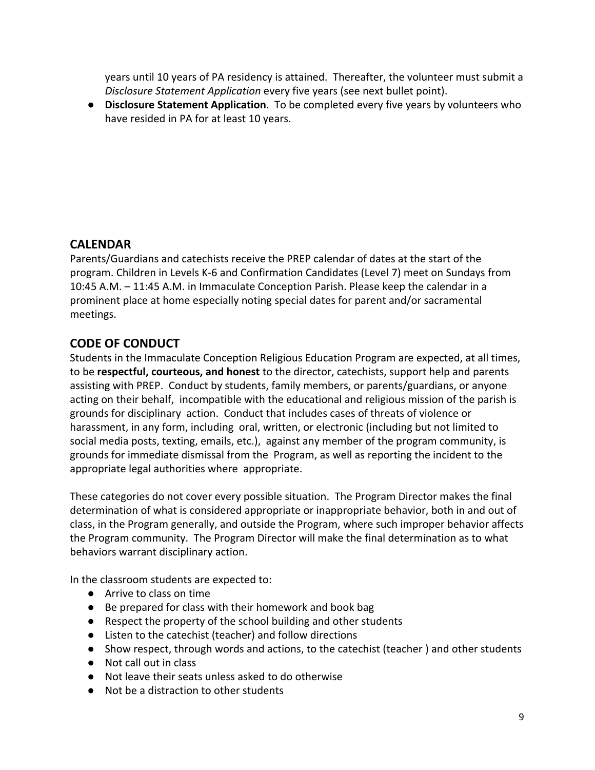years until 10 years of PA residency is attained. Thereafter, the volunteer must submit a *Disclosure Statement Application* every five years (see next bullet point).

- **Disclosure Statement Application**. To be completed every five years by volunteers who have resided in PA for at least 10 years.

## CALENDAR

Parents/Guardians and catechists receive the PREP calendar of dates at the start of the program. Children in Levels K-6 and Confirmation Candidates (Level 7) meet on Sundays from 10:45 A.M. – 11:45 A.M. in Immaculate Conception Parish. Please keep the calendar in a prominent place at home especially noting special dates for parent and/or sacramental meetings.

## CODE OF CONDUCT

Students in the Immaculate Conception Religious Education Program are expected, at all times, to be **respectful, courteous, and honest** to the director, catechists, support help and parents assisting with PREP. Conduct by students, family members, or parents/guardians, or anyone acting on their behalf, incompatible with the educational and religious mission of the parish is grounds for disciplinary action. Conduct that includes cases of threats of violence or harassment, in any form, including oral, written, or electronic (including but not limited to social media posts, texting, emails, etc.), against any member of the program community, is grounds for immediate dismissal from the Program, as well as reporting the incident to the appropriate legal authorities where appropriate.

These categories do not cover every possible situation. The Program Director makes the final determination of what is considered appropriate or inappropriate behavior, both in and out of class, in the Program generally, and outside the Program, where such improper behavior affects the Program community. The Program Director will make the final determination as to what behaviors warrant disciplinary action.

In the classroom students are expected to:

- Arrive to class on time
- Be prepared for class with their homework and book bag
- Respect the property of the school building and other students
- Listen to the catechist (teacher) and follow directions
- Show respect, through words and actions, to the catechist (teacher ) and other students
- Not call out in class
- Not leave their seats unless asked to do otherwise
- Not be a distraction to other students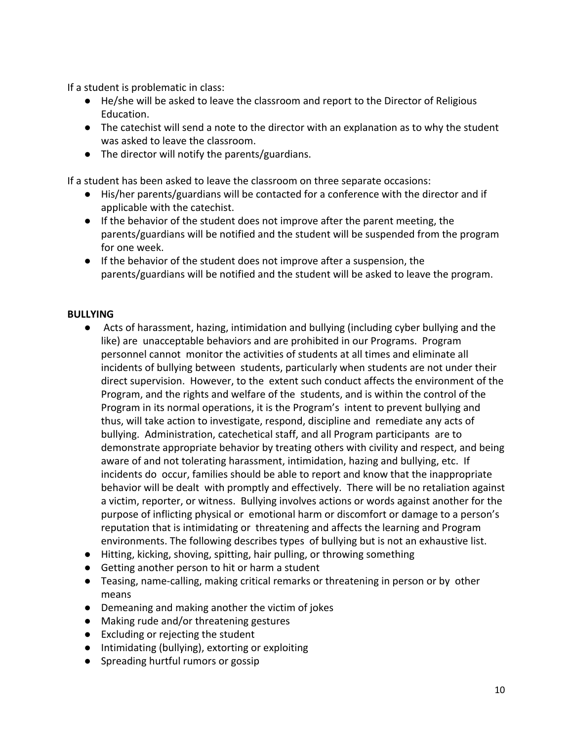If a student is problematic in class:

- He/she will be asked to leave the classroom and report to the Director of Religious Education.
- The catechist will send a note to the director with an explanation as to why the student was asked to leave the classroom.
- The director will notify the parents/guardians.

If a student has been asked to leave the classroom on three separate occasions:

- His/her parents/guardians will be contacted for a conference with the director and if applicable with the catechist.
- If the behavior of the student does not improve after the parent meeting, the parents/guardians will be notified and the student will be suspended from the program for one week.
- If the behavior of the student does not improve after a suspension, the parents/guardians will be notified and the student will be asked to leave the program.

**BULLYING**

- Acts of harassment, hazing, intimidation and bullying (including cyber bullying and the like) are unacceptable behaviors and are prohibited in our Programs. Program personnel cannot monitor the activities of students at all times and eliminate all incidents of bullying between students, particularly when students are not under their direct supervision. However, to the extent such conduct affects the environment of the Program, and the rights and welfare of the students, and is within the control of the Program in its normal operations, it is the Program's intent to prevent bullying and thus, will take action to investigate, respond, discipline and remediate any acts of bullying. Administration, catechetical staff, and all Program participants are to demonstrate appropriate behavior by treating others with civility and respect, and being aware of and not tolerating harassment, intimidation, hazing and bullying, etc. If incidents do occur, families should be able to report and know that the inappropriate behavior will be dealt with promptly and effectively. There will be no retaliation against a victim, reporter, or witness. Bullying involves actions or words against another for the purpose of inflicting physical or emotional harm or discomfort or damage to a person's reputation that is intimidating or threatening and affects the learning and Program environments. The following describes types of bullying but is not an exhaustive list.
- Hitting, kicking, shoving, spitting, hair pulling, or throwing something
- Getting another person to hit or harm a student
- Teasing, name-calling, making critical remarks or threatening in person or by other means
- Demeaning and making another the victim of jokes
- Making rude and/or threatening gestures
- Excluding or rejecting the student
- Intimidating (bullying), extorting or exploiting
- Spreading hurtful rumors or gossip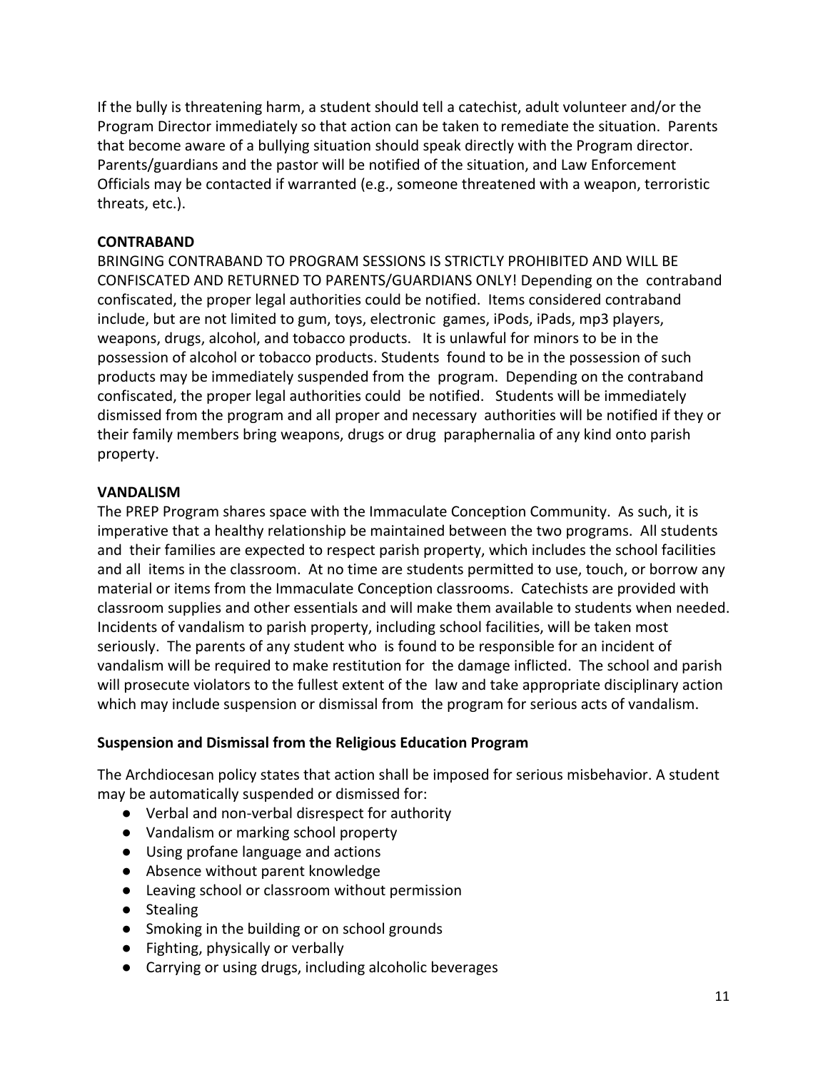If the bully is threatening harm, a student should tell a catechist, adult volunteer and/or the Program Director immediately so that action can be taken to remediate the situation. Parents that become aware of a bullying situation should speak directly with the Program director. Parents/guardians and the pastor will be notified of the situation, and Law Enforcement Officials may be contacted if warranted (e.g., someone threatened with a weapon, terroristic threats, etc.).

**CONTRABAND**

BRINGING CONTRABAND TO PROGRAM SESSIONS IS STRICTLY PROHIBITED AND WILL BE CONFISCATED AND RETURNED TO PARENTS/GUARDIANS ONLY! Depending on the contraband confiscated, the proper legal authorities could be notified. Items considered contraband include, but are not limited to gum, toys, electronic games, iPods, iPads, mp3 players, weapons, drugs, alcohol, and tobacco products. It is unlawful for minors to be in the possession of alcohol or tobacco products. Students found to be in the possession of such products may be immediately suspended from the program. Depending on the contraband confiscated, the proper legal authorities could be notified. Students will be immediately dismissed from the program and all proper and necessary authorities will be notified if they or their family members bring weapons, drugs or drug paraphernalia of any kind onto parish property.

**VANDALISM**

The PREP Program shares space with the Immaculate Conception Community. As such, it is imperative that a healthy relationship be maintained between the two programs. All students and their families are expected to respect parish property, which includes the school facilities and all items in the classroom. At no time are students permitted to use, touch, or borrow any material or items from the Immaculate Conception classrooms. Catechists are provided with classroom supplies and other essentials and will make them available to students when needed. Incidents of vandalism to parish property, including school facilities, will be taken most seriously. The parents of any student who is found to be responsible for an incident of vandalism will be required to make restitution for the damage inflicted. The school and parish will prosecute violators to the fullest extent of the law and take appropriate disciplinary action which may include suspension or dismissal from the program for serious acts of vandalism.

**Suspension and Dismissal from the Religious Education Program**

The Archdiocesan policy states that action shall be imposed for serious misbehavior. A student may be automatically suspended or dismissed for:

- Verbal and non-verbal disrespect for authority
- Vandalism or marking school property
- Using profane language and actions
- Absence without parent knowledge
- Leaving school or classroom without permission
- Stealing
- Smoking in the building or on school grounds
- Fighting, physically or verbally
- Carrying or using drugs, including alcoholic beverages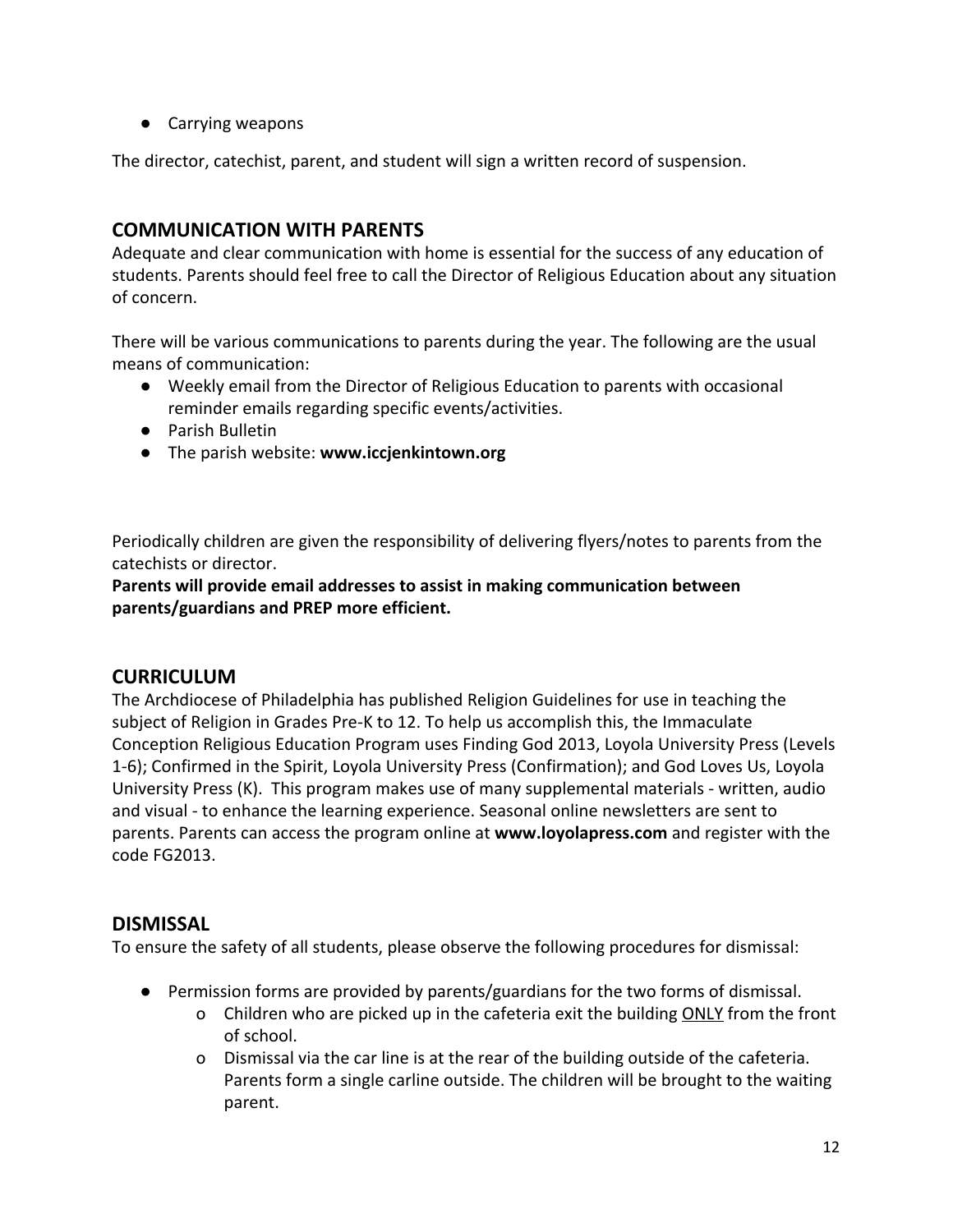- Carrying weapons

The director, catechist, parent, and student will sign a written record of suspension.

## COMMUNICATION WITH PARENTS

Adequate and clear communication with home is essential for the success of any education of students. Parents should feel free to call the Director of Religious Education about any situation of concern.

There will be various communications to parents during the year. The following are the usual means of communication:

- Weekly email from the Director of Religious Education to parents with occasional reminder emails regarding specific events/activities.
- Parish Bulletin
- The parish website: **www.iccjenkintown.org**

Periodically children are given the responsibility of delivering flyers/notes to parents from the catechists or director.

**Parents will provide email addresses to assist in making communication between parents/guardians and PREP more efficient.**

## CURRICULUM

The Archdiocese of Philadelphia has published Religion Guidelines for use in teaching the subject of Religion in Grades Pre-K to 12. To help us accomplish this, the Immaculate Conception Religious Education Program uses Finding God 2013, Loyola University Press (Levels 1-6); Confirmed in the Spirit, Loyola University Press (Confirmation); and God Loves Us, Loyola University Press (K). This program makes use of many supplemental materials - written, audio and visual - to enhance the learning experience. Seasonal online newsletters are sent to parents. Parents can access the program online at **www.loyolapress.com** and register with the code FG2013.

## DISMISSAL

To ensure the safety of all students, please observe the following procedures for dismissal:

- Permission forms are provided by parents/guardians for the two forms of dismissal.
  - Children who are picked up in the cafeteria exit the building <u>ONLY</u> from the front of school.
  - Dismissal via the car line is at the rear of the building outside of the cafeteria. Parents form a single carline outside. The children will be brought to the waiting parent.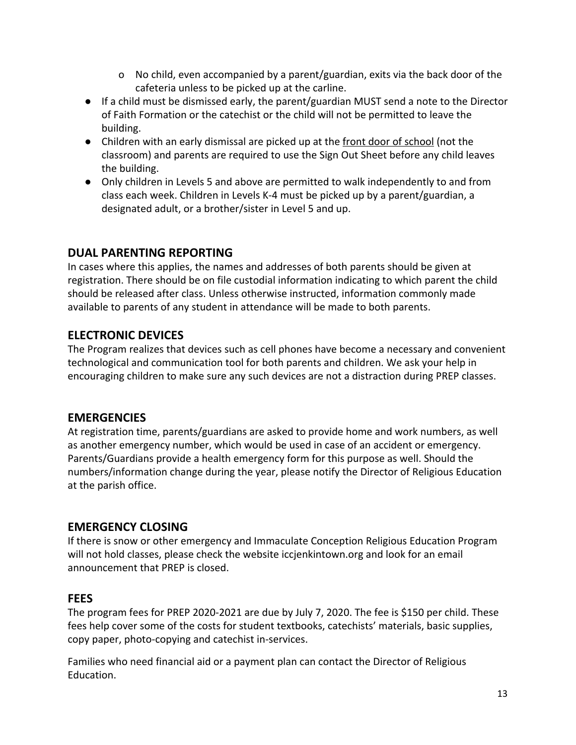- No child, even accompanied by a parent/guardian, exits via the back door of the cafeteria unless to be picked up at the carline.
- If a child must be dismissed early, the parent/guardian MUST send a note to the Director of Faith Formation or the catechist or the child will not be permitted to leave the building.
- Children with an early dismissal are picked up at the front door of school (not the classroom) and parents are required to use the Sign Out Sheet before any child leaves the building.
- Only children in Levels 5 and above are permitted to walk independently to and from class each week. Children in Levels K-4 must be picked up by a parent/guardian, a designated adult, or a brother/sister in Level 5 and up.

## DUAL PARENTING REPORTING

In cases where this applies, the names and addresses of both parents should be given at registration. There should be on file custodial information indicating to which parent the child should be released after class. Unless otherwise instructed, information commonly made available to parents of any student in attendance will be made to both parents.

## ELECTRONIC DEVICES

The Program realizes that devices such as cell phones have become a necessary and convenient technological and communication tool for both parents and children. We ask your help in encouraging children to make sure any such devices are not a distraction during PREP classes.

## EMERGENCIES

At registration time, parents/guardians are asked to provide home and work numbers, as well as another emergency number, which would be used in case of an accident or emergency. Parents/Guardians provide a health emergency form for this purpose as well. Should the numbers/information change during the year, please notify the Director of Religious Education at the parish office.

## EMERGENCY CLOSING

If there is snow or other emergency and Immaculate Conception Religious Education Program will not hold classes, please check the website iccjenkintown.org and look for an email announcement that PREP is closed.

## FEES

The program fees for PREP 2020-2021 are due by July 7, 2020. The fee is $150 per child. These fees help cover some of the costs for student textbooks, catechists' materials, basic supplies, copy paper, photo-copying and catechist in-services.

Families who need financial aid or a payment plan can contact the Director of Religious Education.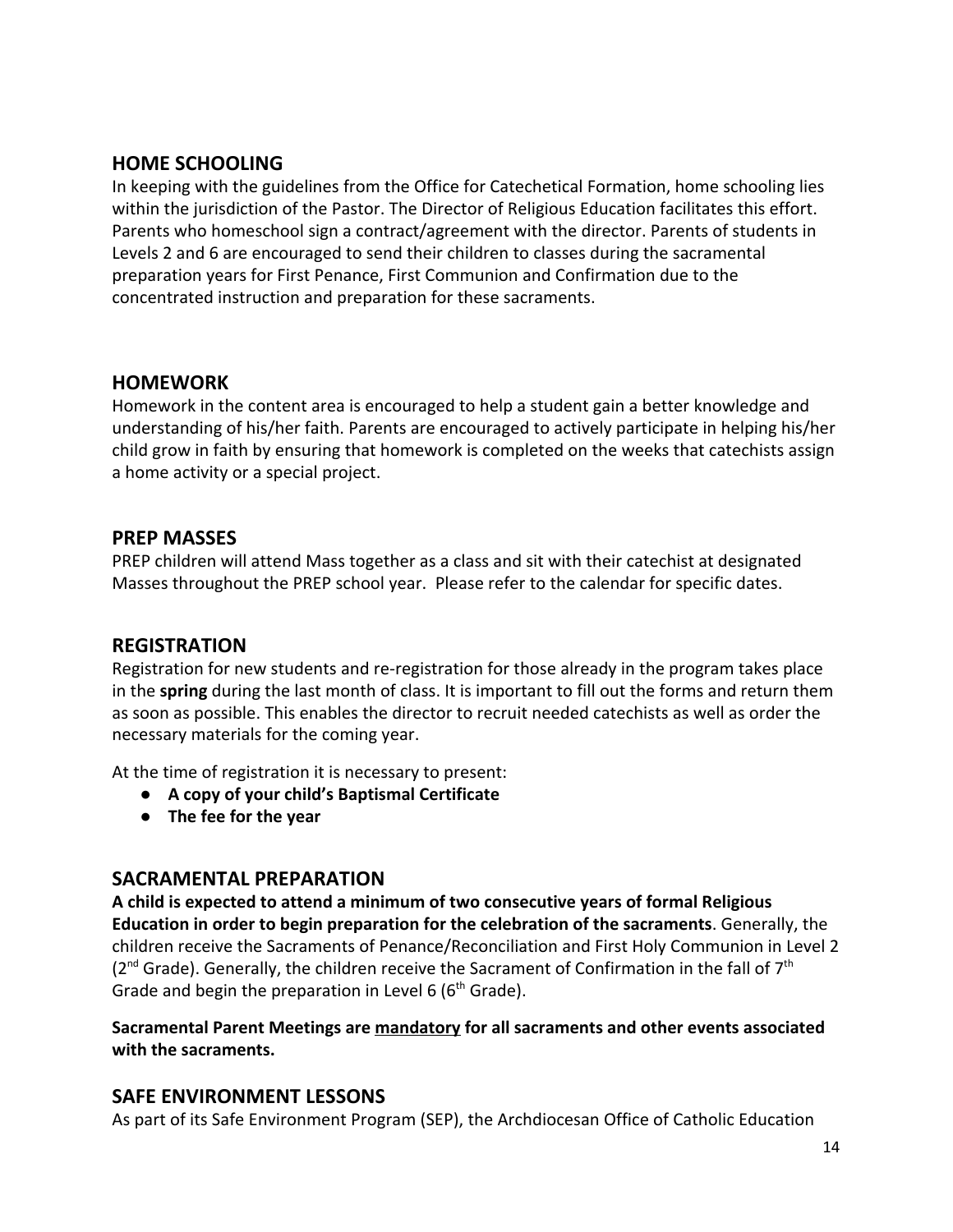## HOME SCHOOLING

In keeping with the guidelines from the Office for Catechetical Formation, home schooling lies within the jurisdiction of the Pastor. The Director of Religious Education facilitates this effort. Parents who homeschool sign a contract/agreement with the director. Parents of students in Levels 2 and 6 are encouraged to send their children to classes during the sacramental preparation years for First Penance, First Communion and Confirmation due to the concentrated instruction and preparation for these sacraments.

## HOMEWORK

Homework in the content area is encouraged to help a student gain a better knowledge and understanding of his/her faith. Parents are encouraged to actively participate in helping his/her child grow in faith by ensuring that homework is completed on the weeks that catechists assign a home activity or a special project.

## PREP MASSES

PREP children will attend Mass together as a class and sit with their catechist at designated Masses throughout the PREP school year. Please refer to the calendar for specific dates.

## REGISTRATION

Registration for new students and re-registration for those already in the program takes place in the **spring** during the last month of class. It is important to fill out the forms and return them as soon as possible. This enables the director to recruit needed catechists as well as order the necessary materials for the coming year.

At the time of registration it is necessary to present:

- **A copy of your child's Baptismal Certificate**
- **The fee for the year**

## SACRAMENTAL PREPARATION

**A child is expected to attend a minimum of two consecutive years of formal Religious Education in order to begin preparation for the celebration of the sacraments**. Generally, the children receive the Sacraments of Penance/Reconciliation and First Holy Communion in Level 2 (2nd Grade). Generally, the children receive the Sacrament of Confirmation in the fall of 7th Grade and begin the preparation in Level 6 (6th Grade).

**Sacramental Parent Meetings are <u>mandatory</u> for all sacraments and other events associated with the sacraments.**

## SAFE ENVIRONMENT LESSONS

As part of its Safe Environment Program (SEP), the Archdiocesan Office of Catholic Education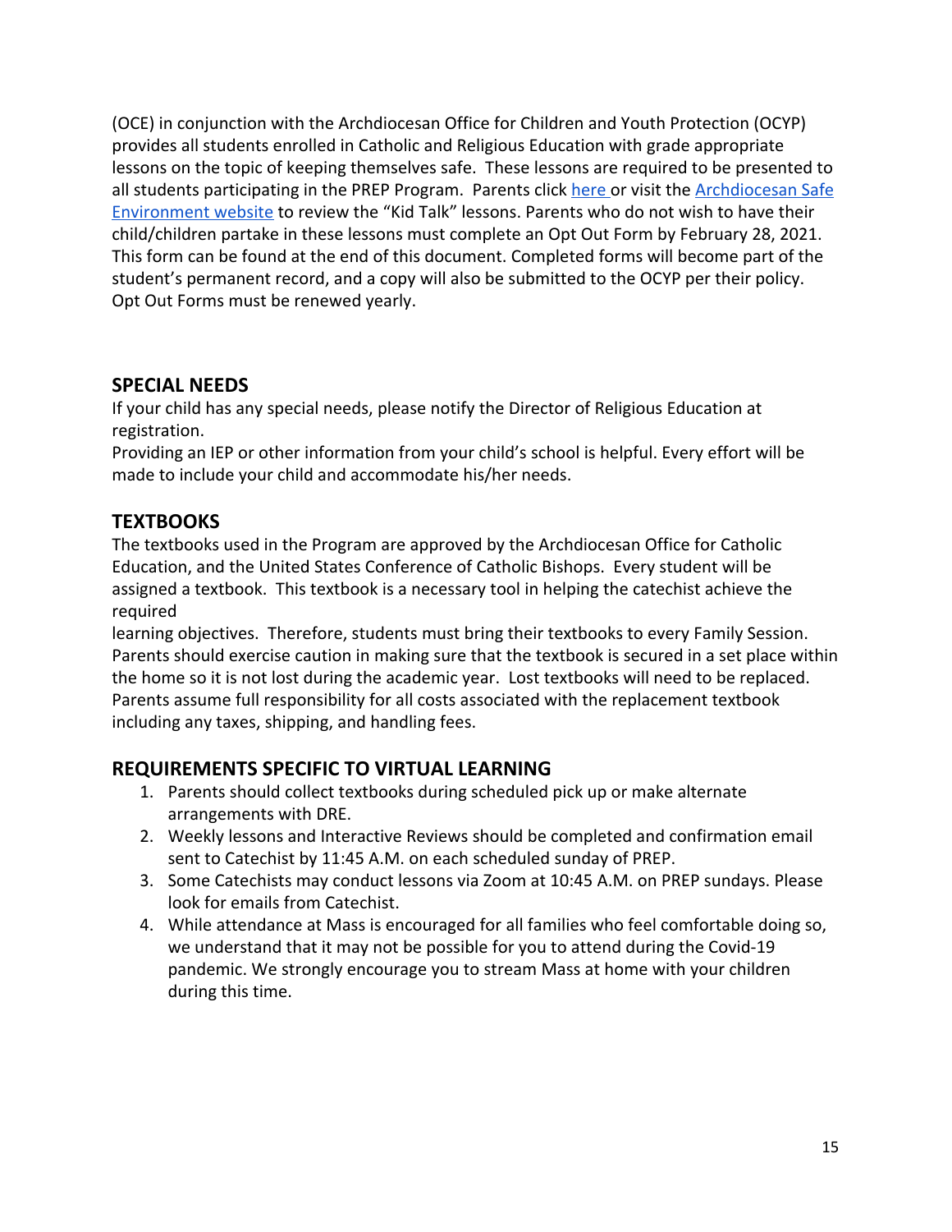(OCE) in conjunction with the Archdiocesan Office for Children and Youth Protection (OCYP) provides all students enrolled in Catholic and Religious Education with grade appropriate lessons on the topic of keeping themselves safe. These lessons are required to be presented to all students participating in the PREP Program. Parents click here or visit the Archdiocesan Safe Environment website to review the "Kid Talk" lessons. Parents who do not wish to have their child/children partake in these lessons must complete an Opt Out Form by February 28, 2021. This form can be found at the end of this document. Completed forms will become part of the student's permanent record, and a copy will also be submitted to the OCYP per their policy. Opt Out Forms must be renewed yearly.

## SPECIAL NEEDS

If your child has any special needs, please notify the Director of Religious Education at registration.

Providing an IEP or other information from your child's school is helpful. Every effort will be made to include your child and accommodate his/her needs.

## TEXTBOOKS

The textbooks used in the Program are approved by the Archdiocesan Office for Catholic Education, and the United States Conference of Catholic Bishops. Every student will be assigned a textbook. This textbook is a necessary tool in helping the catechist achieve the required learning objectives. Therefore, students must bring their textbooks to every Family Session. Parents should exercise caution in making sure that the textbook is secured in a set place within the home so it is not lost during the academic year. Lost textbooks will need to be replaced. Parents assume full responsibility for all costs associated with the replacement textbook including any taxes, shipping, and handling fees.

## REQUIREMENTS SPECIFIC TO VIRTUAL LEARNING

1. Parents should collect textbooks during scheduled pick up or make alternate arrangements with DRE.
2. Weekly lessons and Interactive Reviews should be completed and confirmation email sent to Catechist by 11:45 A.M. on each scheduled sunday of PREP.
3. Some Catechists may conduct lessons via Zoom at 10:45 A.M. on PREP sundays. Please look for emails from Catechist.
4. While attendance at Mass is encouraged for all families who feel comfortable doing so, we understand that it may not be possible for you to attend during the Covid-19 pandemic. We strongly encourage you to stream Mass at home with your children during this time.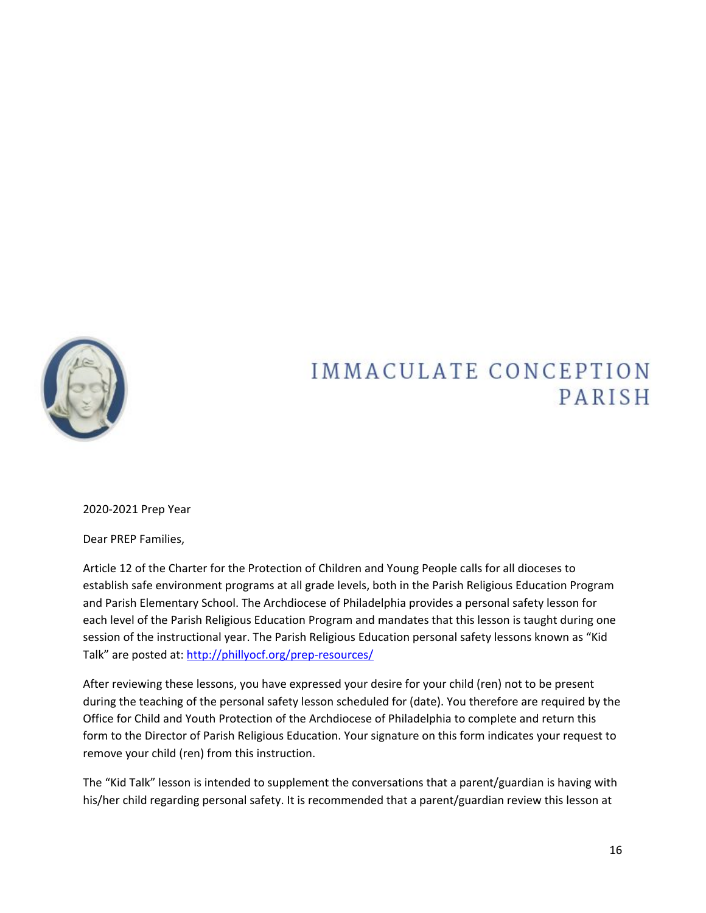# IMMACULATE CONCEPTION PARISH

2020-2021 Prep Year

Dear PREP Families,

Article 12 of the Charter for the Protection of Children and Young People calls for all dioceses to establish safe environment programs at all grade levels, both in the Parish Religious Education Program and Parish Elementary School. The Archdiocese of Philadelphia provides a personal safety lesson for each level of the Parish Religious Education Program and mandates that this lesson is taught during one session of the instructional year. The Parish Religious Education personal safety lessons known as "Kid Talk" are posted at: [http://phillyocf.org/prep-resources/](http://phillyocf.org/prep-resources/)

After reviewing these lessons, you have expressed your desire for your child (ren) not to be present during the teaching of the personal safety lesson scheduled for (date). You therefore are required by the Office for Child and Youth Protection of the Archdiocese of Philadelphia to complete and return this form to the Director of Parish Religious Education. Your signature on this form indicates your request to remove your child (ren) from this instruction.

The "Kid Talk" lesson is intended to supplement the conversations that a parent/guardian is having with his/her child regarding personal safety. It is recommended that a parent/guardian review this lesson at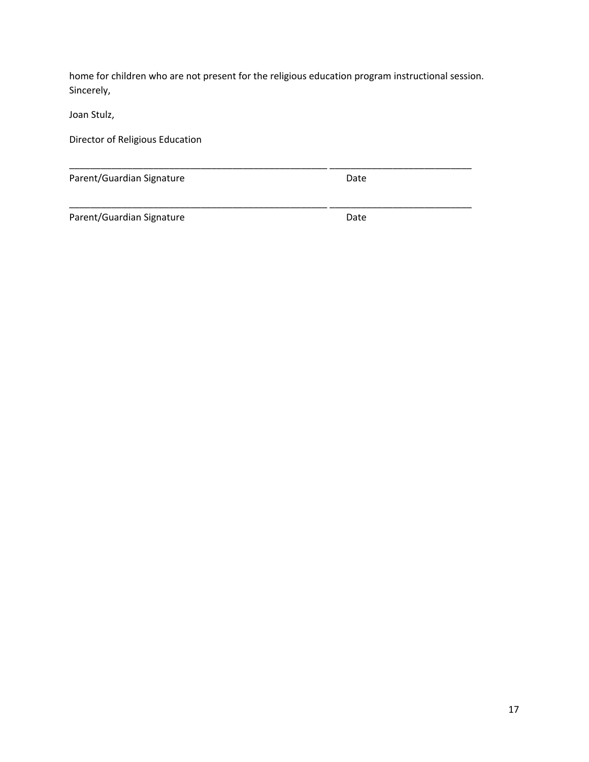home for children who are not present for the religious education program instructional session.
Sincerely,

Joan Stulz,

Director of Religious Education

\_\_\_\_\_\_\_\_\_\_\_\_\_\_\_\_\_\_\_\_\_\_\_\_\_\_\_\_\_\_\_\_\_\_\_\_\_\_\_\_\_\_\_\_\_\_\_\_\_\_ \_\_\_\_\_\_\_\_\_\_\_\_\_\_\_\_\_\_\_\_\_\_\_\_\_\_\_\_

Parent/Guardian Signature Date

\_\_\_\_\_\_\_\_\_\_\_\_\_\_\_\_\_\_\_\_\_\_\_\_\_\_\_\_\_\_\_\_\_\_\_\_\_\_\_\_\_\_\_\_\_\_\_\_\_\_ \_\_\_\_\_\_\_\_\_\_\_\_\_\_\_\_\_\_\_\_\_\_\_\_\_\_\_\_

Parent/Guardian Signature Date